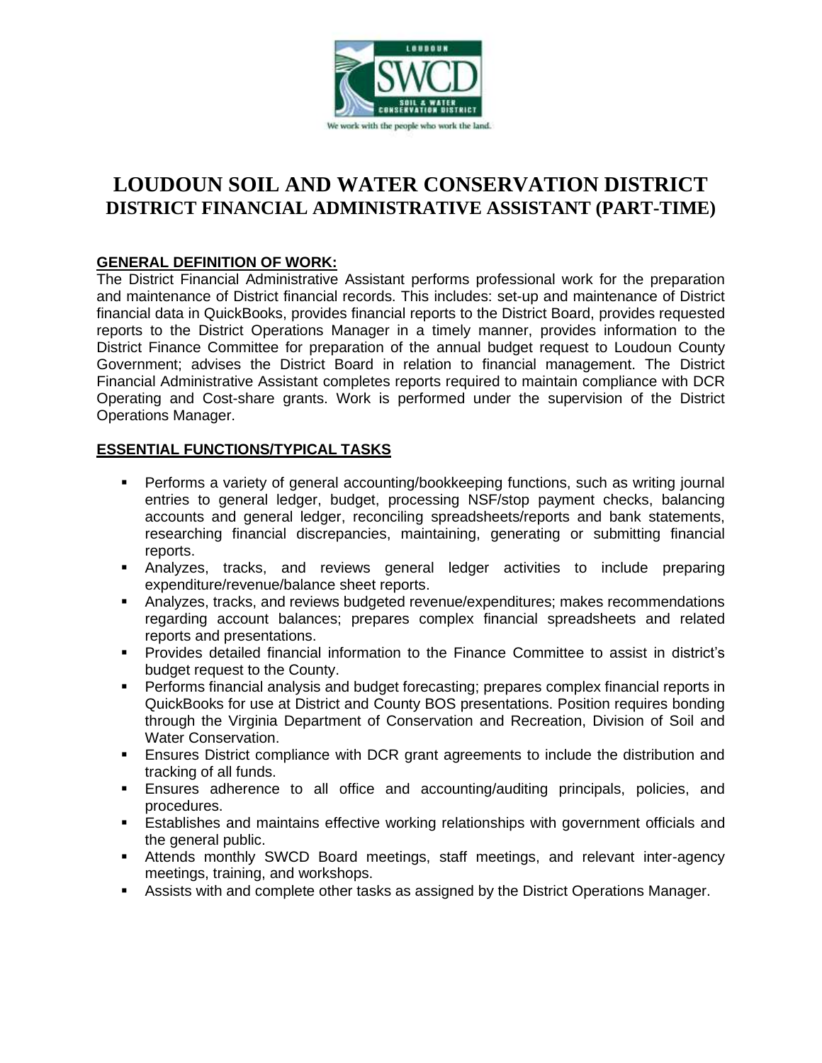# LOUDOUN SOIL AND WATER CONSERVATION DISTRICT
## DISTRICT FINANCIAL ADMINISTRATIVE ASSISTANT (PART-TIME)

**GENERAL DEFINITION OF WORK:**

The District Financial Administrative Assistant performs professional work for the preparation and maintenance of District financial records. This includes: set-up and maintenance of District financial data in QuickBooks, provides financial reports to the District Board, provides requested reports to the District Operations Manager in a timely manner, provides information to the District Finance Committee for preparation of the annual budget request to Loudoun County Government; advises the District Board in relation to financial management. The District Financial Administrative Assistant completes reports required to maintain compliance with DCR Operating and Cost-share grants. Work is performed under the supervision of the District Operations Manager.

**ESSENTIAL FUNCTIONS/TYPICAL TASKS**

- Performs a variety of general accounting/bookkeeping functions, such as writing journal entries to general ledger, budget, processing NSF/stop payment checks, balancing accounts and general ledger, reconciling spreadsheets/reports and bank statements, researching financial discrepancies, maintaining, generating or submitting financial reports.
- Analyzes, tracks, and reviews general ledger activities to include preparing expenditure/revenue/balance sheet reports.
- Analyzes, tracks, and reviews budgeted revenue/expenditures; makes recommendations regarding account balances; prepares complex financial spreadsheets and related reports and presentations.
- Provides detailed financial information to the Finance Committee to assist in district's budget request to the County.
- Performs financial analysis and budget forecasting; prepares complex financial reports in QuickBooks for use at District and County BOS presentations. Position requires bonding through the Virginia Department of Conservation and Recreation, Division of Soil and Water Conservation.
- Ensures District compliance with DCR grant agreements to include the distribution and tracking of all funds.
- Ensures adherence to all office and accounting/auditing principals, policies, and procedures.
- Establishes and maintains effective working relationships with government officials and the general public.
- Attends monthly SWCD Board meetings, staff meetings, and relevant inter-agency meetings, training, and workshops.
- Assists with and complete other tasks as assigned by the District Operations Manager.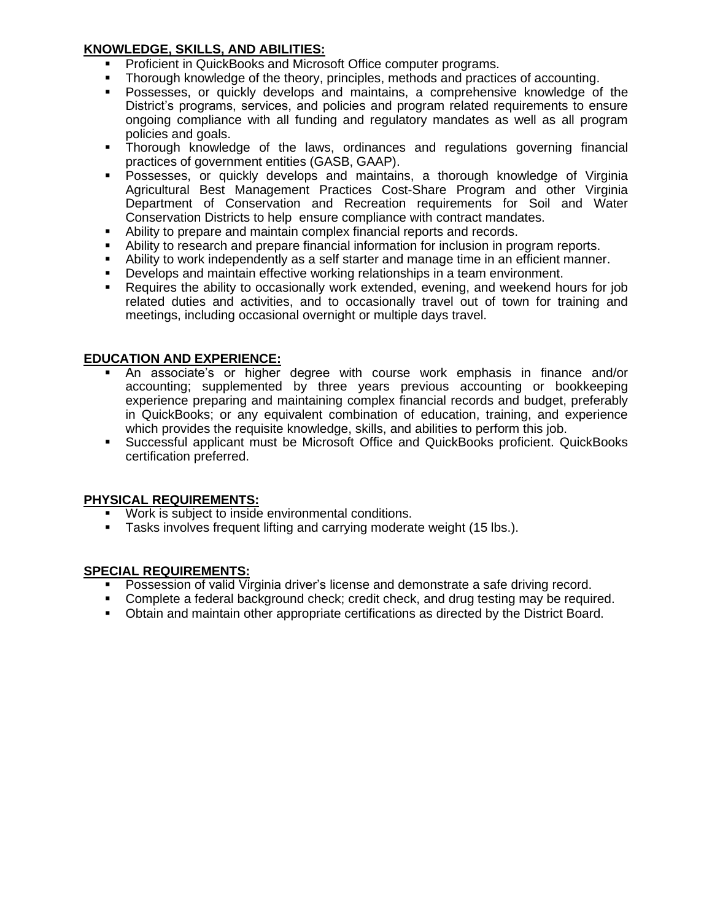**KNOWLEDGE, SKILLS, AND ABILITIES:**

- Proficient in QuickBooks and Microsoft Office computer programs.
- Thorough knowledge of the theory, principles, methods and practices of accounting.
- Possesses, or quickly develops and maintains, a comprehensive knowledge of the District's programs, services, and policies and program related requirements to ensure ongoing compliance with all funding and regulatory mandates as well as all program policies and goals.
- Thorough knowledge of the laws, ordinances and regulations governing financial practices of government entities (GASB, GAAP).
- Possesses, or quickly develops and maintains, a thorough knowledge of Virginia Agricultural Best Management Practices Cost-Share Program and other Virginia Department of Conservation and Recreation requirements for Soil and Water Conservation Districts to help ensure compliance with contract mandates.
- Ability to prepare and maintain complex financial reports and records.
- Ability to research and prepare financial information for inclusion in program reports.
- Ability to work independently as a self starter and manage time in an efficient manner.
- Develops and maintain effective working relationships in a team environment.
- Requires the ability to occasionally work extended, evening, and weekend hours for job related duties and activities, and to occasionally travel out of town for training and meetings, including occasional overnight or multiple days travel.

**EDUCATION AND EXPERIENCE:**

- An associate's or higher degree with course work emphasis in finance and/or accounting; supplemented by three years previous accounting or bookkeeping experience preparing and maintaining complex financial records and budget, preferably in QuickBooks; or any equivalent combination of education, training, and experience which provides the requisite knowledge, skills, and abilities to perform this job.
- Successful applicant must be Microsoft Office and QuickBooks proficient. QuickBooks certification preferred.

**PHYSICAL REQUIREMENTS:**

- Work is subject to inside environmental conditions.
- Tasks involves frequent lifting and carrying moderate weight (15 lbs.).

**SPECIAL REQUIREMENTS:**

- Possession of valid Virginia driver's license and demonstrate a safe driving record.
- Complete a federal background check; credit check, and drug testing may be required.
- Obtain and maintain other appropriate certifications as directed by the District Board.